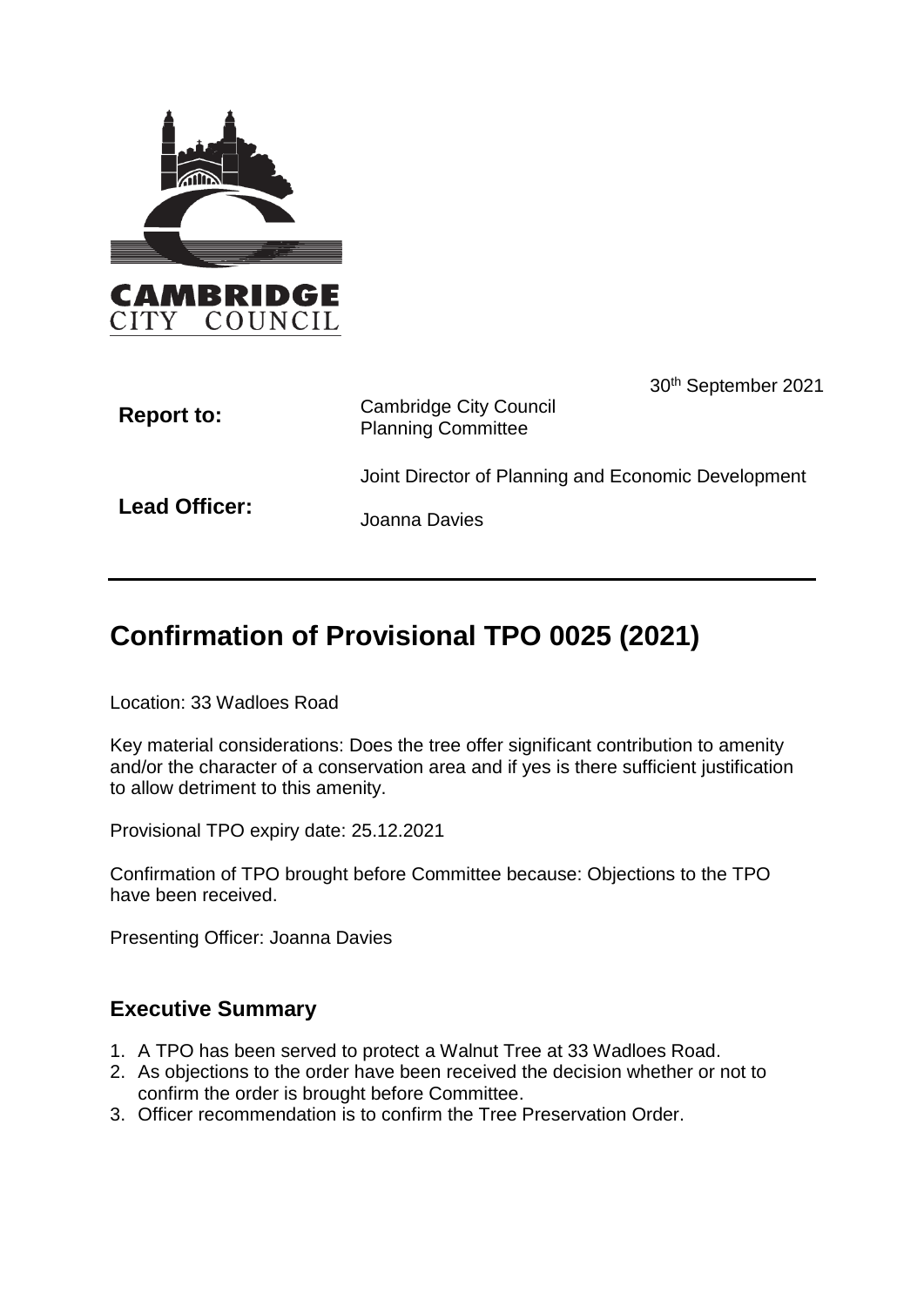CAMBRIDGE CITY COUNCIL

30th September 2021

| | |
|---|---|
| **Report to:** | Cambridge City Council Planning Committee |
| **Lead Officer:** | Joint Director of Planning and Economic Development<br>Joanna Davies |

# Confirmation of Provisional TPO 0025 (2021)

Location: 33 Wadloes Road

Key material considerations: Does the tree offer significant contribution to amenity and/or the character of a conservation area and if yes is there sufficient justification to allow detriment to this amenity.

Provisional TPO expiry date: 25.12.2021

Confirmation of TPO brought before Committee because: Objections to the TPO have been received.

Presenting Officer: Joanna Davies

## Executive Summary

1. A TPO has been served to protect a Walnut Tree at 33 Wadloes Road.
2. As objections to the order have been received the decision whether or not to confirm the order is brought before Committee.
3. Officer recommendation is to confirm the Tree Preservation Order.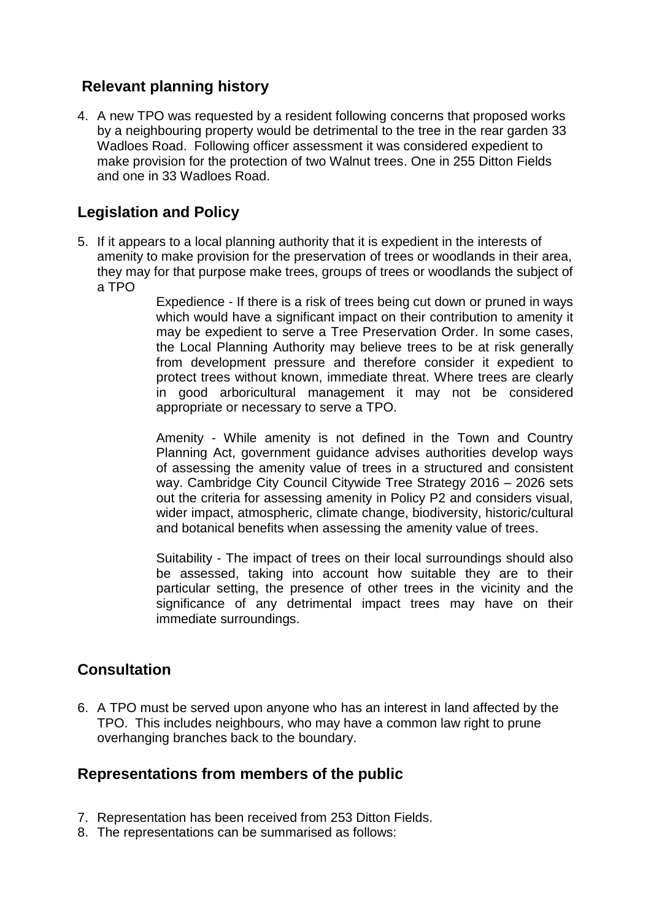## Relevant planning history

4. A new TPO was requested by a resident following concerns that proposed works by a neighbouring property would be detrimental to the tree in the rear garden 33 Wadloes Road. Following officer assessment it was considered expedient to make provision for the protection of two Walnut trees. One in 255 Ditton Fields and one in 33 Wadloes Road.

## Legislation and Policy

5. If it appears to a local planning authority that it is expedient in the interests of amenity to make provision for the preservation of trees or woodlands in their area, they may for that purpose make trees, groups of trees or woodlands the subject of a TPO

   Expedience - If there is a risk of trees being cut down or pruned in ways which would have a significant impact on their contribution to amenity it may be expedient to serve a Tree Preservation Order. In some cases, the Local Planning Authority may believe trees to be at risk generally from development pressure and therefore consider it expedient to protect trees without known, immediate threat. Where trees are clearly in good arboricultural management it may not be considered appropriate or necessary to serve a TPO.

   Amenity - While amenity is not defined in the Town and Country Planning Act, government guidance advises authorities develop ways of assessing the amenity value of trees in a structured and consistent way. Cambridge City Council Citywide Tree Strategy 2016 – 2026 sets out the criteria for assessing amenity in Policy P2 and considers visual, wider impact, atmospheric, climate change, biodiversity, historic/cultural and botanical benefits when assessing the amenity value of trees.

   Suitability - The impact of trees on their local surroundings should also be assessed, taking into account how suitable they are to their particular setting, the presence of other trees in the vicinity and the significance of any detrimental impact trees may have on their immediate surroundings.

## Consultation

6. A TPO must be served upon anyone who has an interest in land affected by the TPO. This includes neighbours, who may have a common law right to prune overhanging branches back to the boundary.

## Representations from members of the public

7. Representation has been received from 253 Ditton Fields.
8. The representations can be summarised as follows: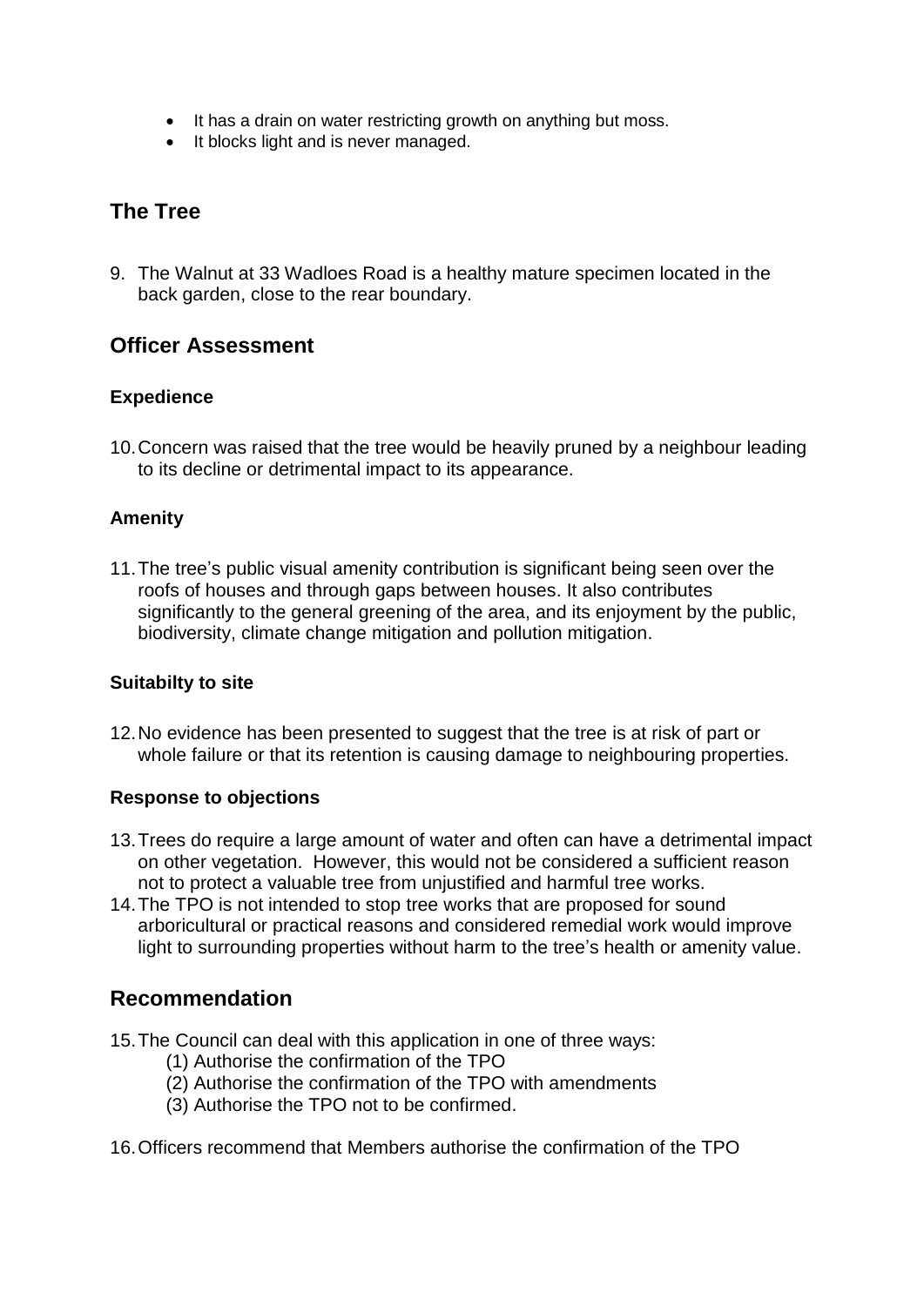- It has a drain on water restricting growth on anything but moss.
- It blocks light and is never managed.

## The Tree

9. The Walnut at 33 Wadloes Road is a healthy mature specimen located in the back garden, close to the rear boundary.

## Officer Assessment

### Expedience

10. Concern was raised that the tree would be heavily pruned by a neighbour leading to its decline or detrimental impact to its appearance.

### Amenity

11. The tree's public visual amenity contribution is significant being seen over the roofs of houses and through gaps between houses. It also contributes significantly to the general greening of the area, and its enjoyment by the public, biodiversity, climate change mitigation and pollution mitigation.

### Suitabilty to site

12. No evidence has been presented to suggest that the tree is at risk of part or whole failure or that its retention is causing damage to neighbouring properties.

### Response to objections

13. Trees do require a large amount of water and often can have a detrimental impact on other vegetation. However, this would not be considered a sufficient reason not to protect a valuable tree from unjustified and harmful tree works.
14. The TPO is not intended to stop tree works that are proposed for sound arboricultural or practical reasons and considered remedial work would improve light to surrounding properties without harm to the tree's health or amenity value.

## Recommendation

15. The Council can deal with this application in one of three ways:
    (1) Authorise the confirmation of the TPO
    (2) Authorise the confirmation of the TPO with amendments
    (3) Authorise the TPO not to be confirmed.

16. Officers recommend that Members authorise the confirmation of the TPO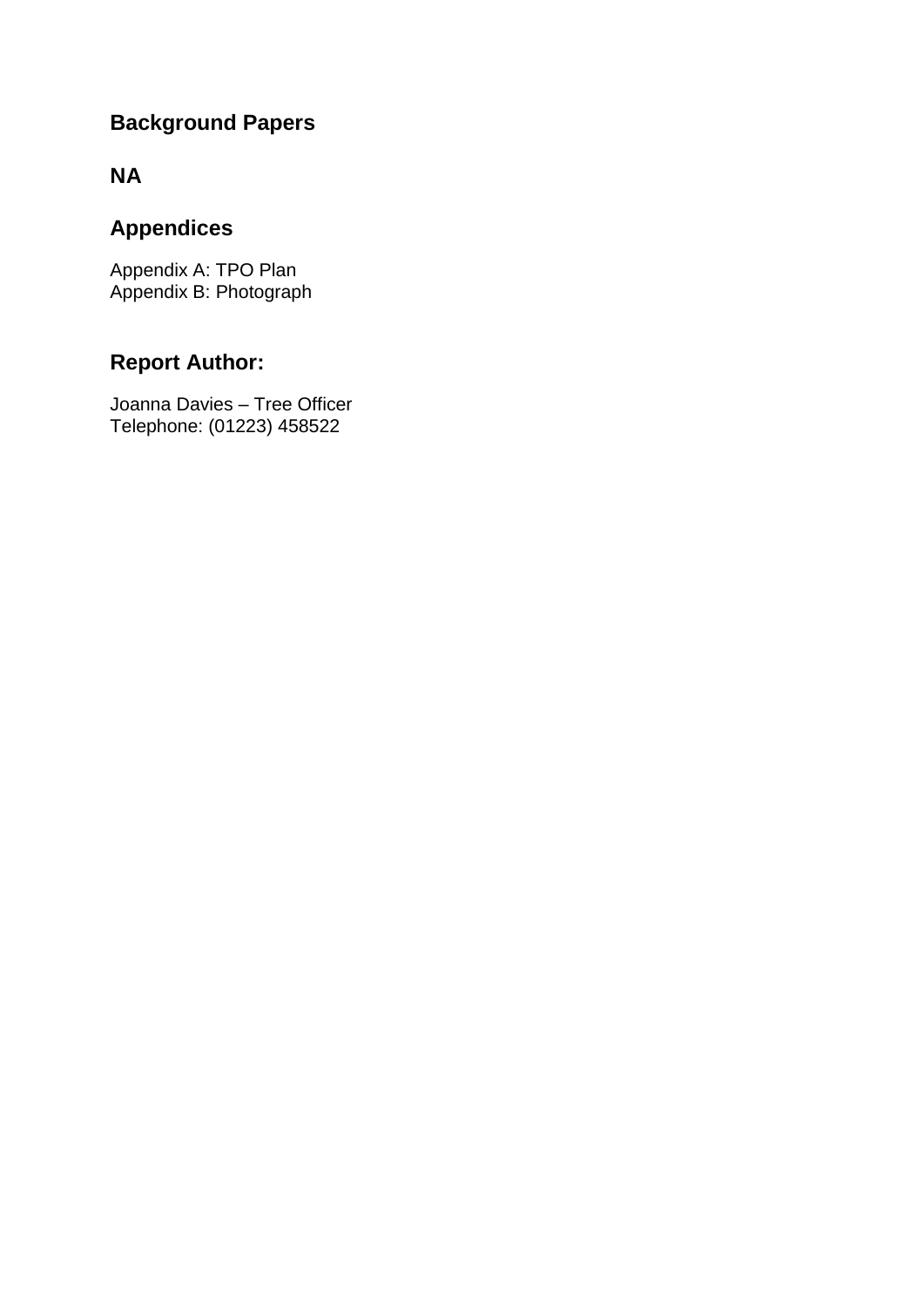## Background Papers

## NA

## Appendices

Appendix A: TPO Plan
Appendix B: Photograph

## Report Author:

Joanna Davies – Tree Officer
Telephone: (01223) 458522